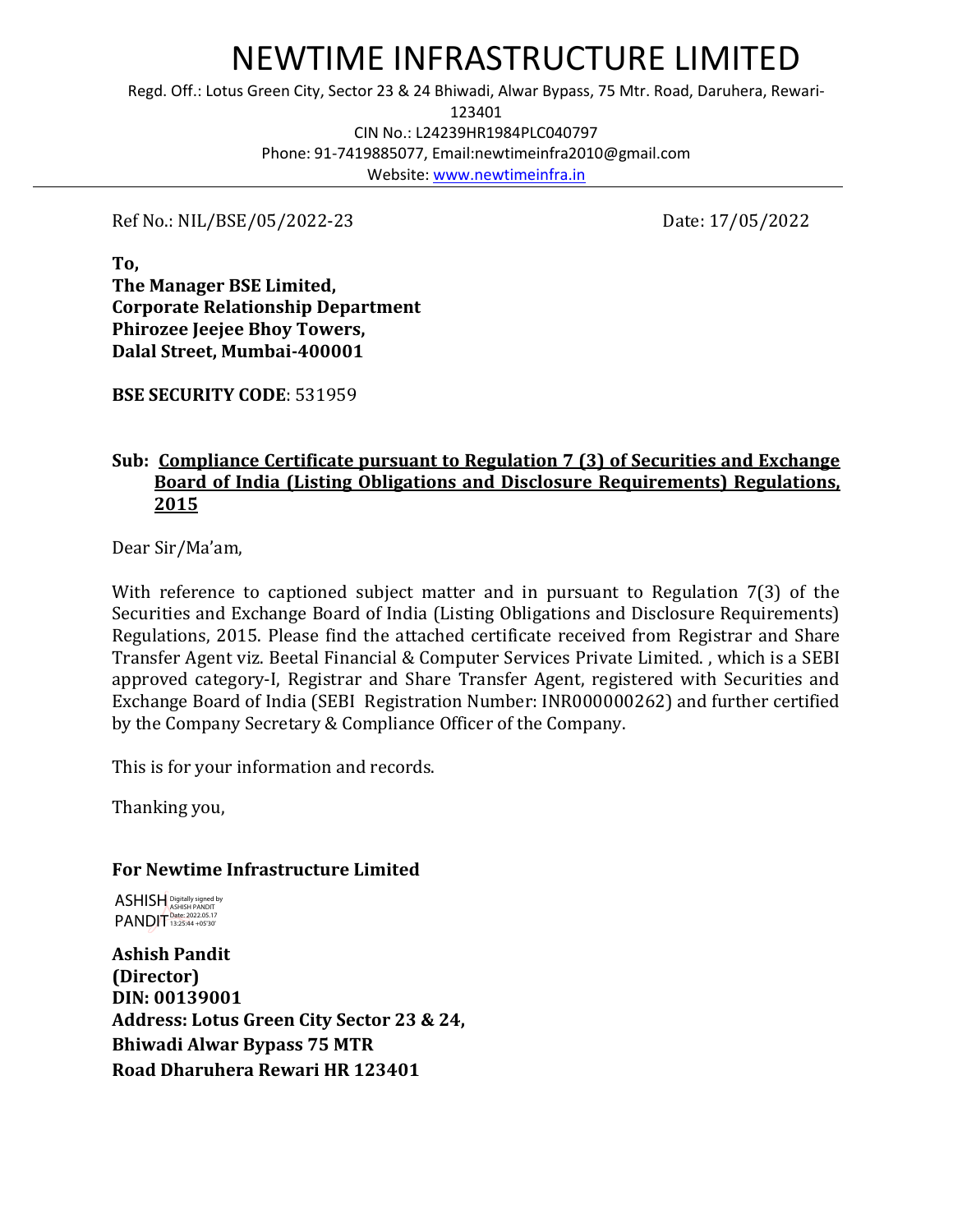# NEWTIME INFRASTRUCTURE LIMITED

Regd. Off.: Lotus Green City, Sector 23 & 24 Bhiwadi, Alwar Bypass, 75 Mtr. Road, Daruhera, Rewari-123401

CIN No.: L24239HR1984PLC040797

Phone: 91-7419885077, Email:newtimeinfra2010@gmail.com

Website: www.newtimeinfra.in

---

Ref No.: NIL/BSE/05/2022-23 Date: 17/05/2022

**To,**
**The Manager BSE Limited,**
**Corporate Relationship Department**
**Phirozee Jeejee Bhoy Towers,**
**Dalal Street, Mumbai-400001**

**BSE SECURITY CODE**: 531959

**Sub: Compliance Certificate pursuant to Regulation 7 (3) of Securities and Exchange Board of India (Listing Obligations and Disclosure Requirements) Regulations, 2015**

Dear Sir/Ma'am,

With reference to captioned subject matter and in pursuant to Regulation 7(3) of the Securities and Exchange Board of India (Listing Obligations and Disclosure Requirements) Regulations, 2015. Please find the attached certificate received from Registrar and Share Transfer Agent viz. Beetal Financial & Computer Services Private Limited. , which is a SEBI approved category-I, Registrar and Share Transfer Agent, registered with Securities and Exchange Board of India (SEBI Registration Number: INR000000262) and further certified by the Company Secretary & Compliance Officer of the Company.

This is for your information and records.

Thanking you,

**For Newtime Infrastructure Limited**

ASHISH PANDIT Digitally signed by ASHISH PANDIT Date: 2022.05.17 13:25:44 +05'30'

**Ashish Pandit**
**(Director)**
**DIN: 00139001**
**Address: Lotus Green City Sector 23 & 24,**
**Bhiwadi Alwar Bypass 75 MTR**
**Road Dharuhera Rewari HR 123401**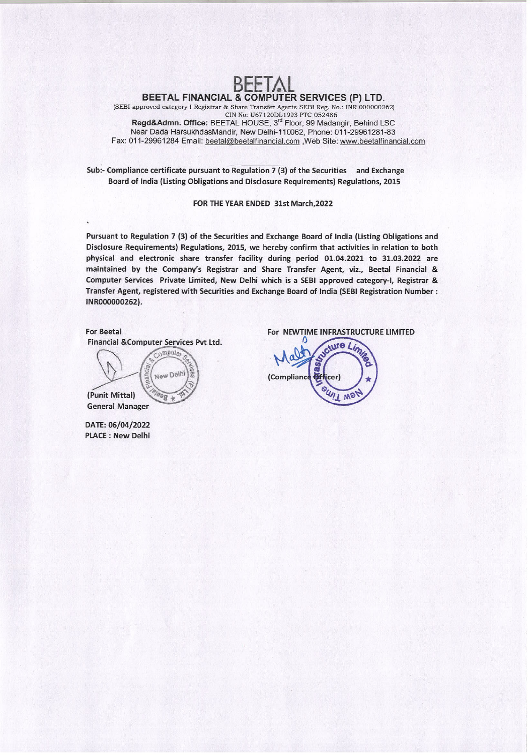# BEETAL

**BEETAL FINANCIAL & COMPUTER SERVICES (P) LTD.**

(SEBI approved category I Registrar & Share Transfer Agents SEBI Reg. No.: INR 000000262)
CIN No: U67120DL1993 PTC 052486
**Regd&Admn. Office:** BEETAL HOUSE, 3rd Floor, 99 Madangir, Behind LSC
Near Dada HarsukhdasMandir, New Delhi-110062, Phone: 011-29961281-83
Fax: 011-29961284 Email: beetal@beetalfinancial.com ,Web Site: www.beetalfinancial.com

**Sub:- Compliance certificate pursuant to Regulation 7 (3) of the Securities and Exchange Board of India (Listing Obligations and Disclosure Requirements) Regulations, 2015**

**FOR THE YEAR ENDED 31st March,2022**

**Pursuant to Regulation 7 (3) of the Securities and Exchange Board of India (Listing Obligations and Disclosure Requirements) Regulations, 2015, we hereby confirm that activities in relation to both physical and electronic share transfer facility during period 01.04.2021 to 31.03.2022 are maintained by the Company's Registrar and Share Transfer Agent, viz., Beetal Financial & Computer Services Private Limited, New Delhi which is a SEBI approved category-I, Registrar & Transfer Agent, registered with Securities and Exchange Board of India (SEBI Registration Number : INR000000262).**

**For Beetal Financial &Computer Services Pvt Ltd.**

**(Punit Mittal)**
**General Manager**

**For NEWTIME INFRASTRUCTURE LIMITED**

**(Compliance Officer)**

**DATE: 06/04/2022**
**PLACE : New Delhi**